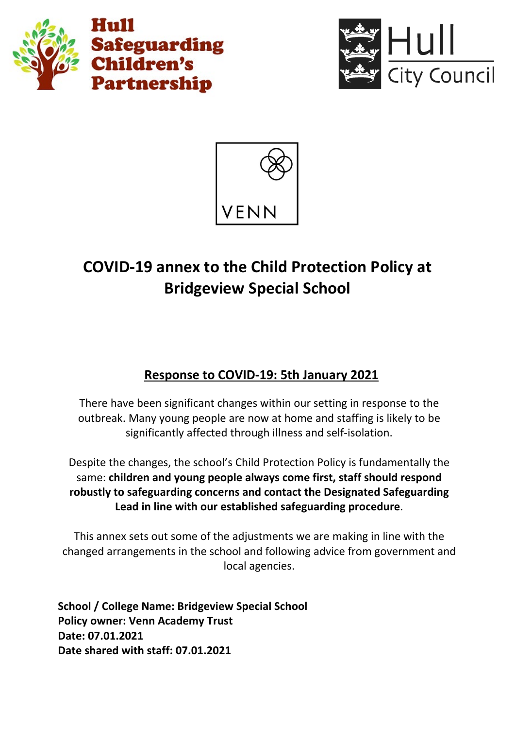Hull Safeguarding Children's Partnership

Hull City Council

VENN

# COVID-19 annex to the Child Protection Policy at Bridgeview Special School

## Response to COVID-19: 5th January 2021

There have been significant changes within our setting in response to the outbreak. Many young people are now at home and staffing is likely to be significantly affected through illness and self-isolation.

Despite the changes, the school's Child Protection Policy is fundamentally the same: **children and young people always come first, staff should respond robustly to safeguarding concerns and contact the Designated Safeguarding Lead in line with our established safeguarding procedure**.

This annex sets out some of the adjustments we are making in line with the changed arrangements in the school and following advice from government and local agencies.

**School / College Name: Bridgeview Special School**
**Policy owner: Venn Academy Trust**
**Date: 07.01.2021**
**Date shared with staff: 07.01.2021**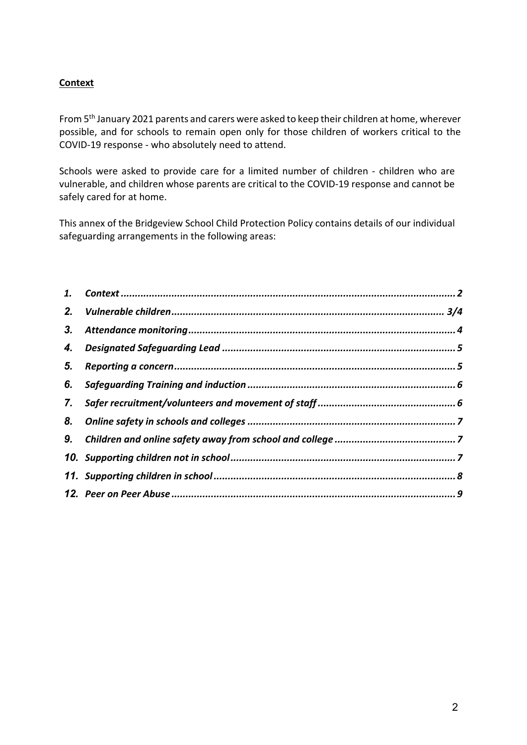## Context

From 5th January 2021 parents and carers were asked to keep their children at home, wherever possible, and for schools to remain open only for those children of workers critical to the COVID-19 response - who absolutely need to attend.

Schools were asked to provide care for a limited number of children - children who are vulnerable, and children whose parents are critical to the COVID-19 response and cannot be safely cared for at home.

This annex of the Bridgeview School Child Protection Policy contains details of our individual safeguarding arrangements in the following areas:

1. ***Context*** ........................................................................................................... **2**
2. ***Vulnerable children*** ..................................................................................... **3/4**
3. ***Attendance monitoring*** .................................................................................. **4**
4. ***Designated Safeguarding Lead*** ..................................................................... **5**
5. ***Reporting a concern*** ...................................................................................... **5**
6. ***Safeguarding Training and induction*** ............................................................ **6**
7. ***Safer recruitment/volunteers and movement of staff*** ..................................... **6**
8. ***Online safety in schools and colleges*** ........................................................... **7**
9. ***Children and online safety away from school and college*** ........................... **7**
10. ***Supporting children not in school*** ................................................................ **7**
11. ***Supporting children in school*** ...................................................................... **8**
12. ***Peer on Peer Abuse*** ..................................................................................... **9**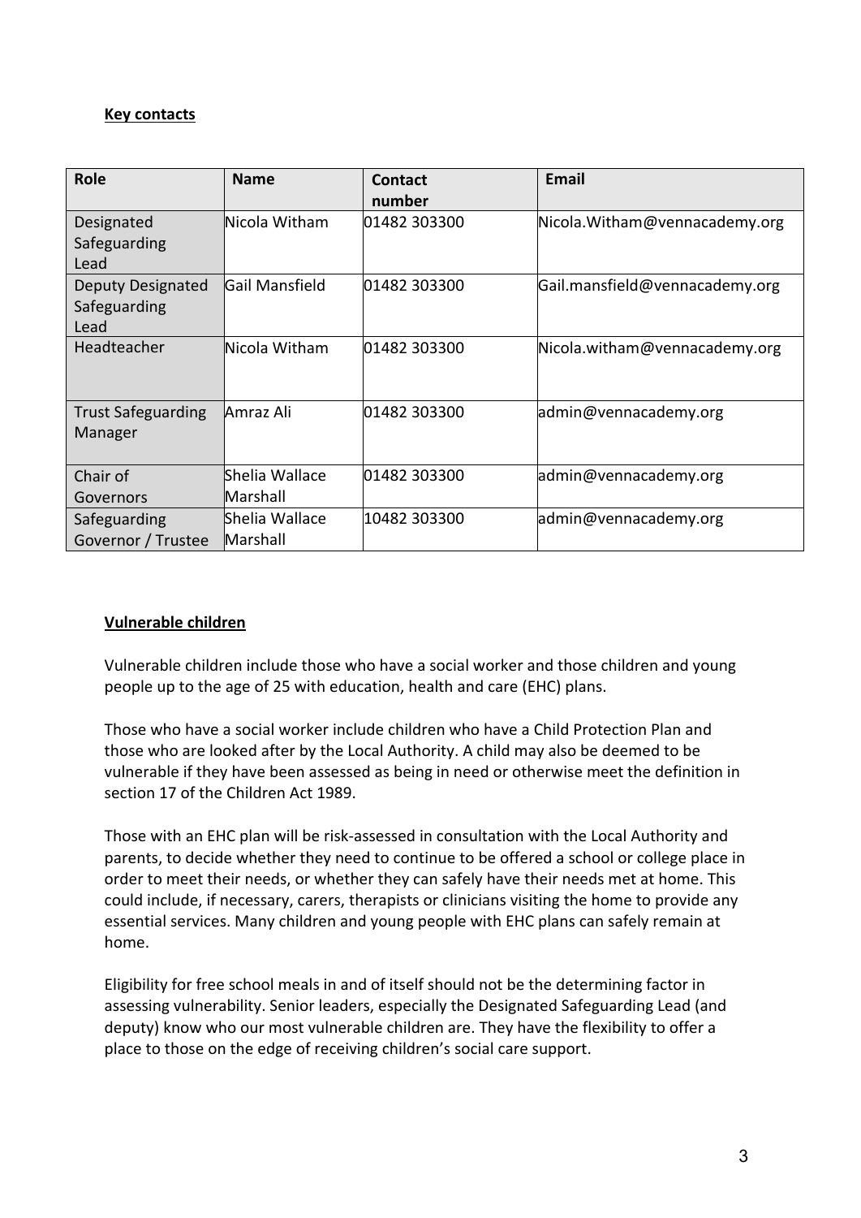**Key contacts**

| Role | Name | Contact number | Email |
|---|---|---|---|
| Designated Safeguarding Lead | Nicola Witham | 01482 303300 | Nicola.Witham@vennacademy.org |
| Deputy Designated Safeguarding Lead | Gail Mansfield | 01482 303300 | Gail.mansfield@vennacademy.org |
| Headteacher | Nicola Witham | 01482 303300 | Nicola.witham@vennacademy.org |
| Trust Safeguarding Manager | Amraz Ali | 01482 303300 | admin@vennacademy.org |
| Chair of Governors | Shelia Wallace Marshall | 01482 303300 | admin@vennacademy.org |
| Safeguarding Governor / Trustee | Shelia Wallace Marshall | 10482 303300 | admin@vennacademy.org |

**Vulnerable children**

Vulnerable children include those who have a social worker and those children and young people up to the age of 25 with education, health and care (EHC) plans.

Those who have a social worker include children who have a Child Protection Plan and those who are looked after by the Local Authority. A child may also be deemed to be vulnerable if they have been assessed as being in need or otherwise meet the definition in section 17 of the Children Act 1989.

Those with an EHC plan will be risk-assessed in consultation with the Local Authority and parents, to decide whether they need to continue to be offered a school or college place in order to meet their needs, or whether they can safely have their needs met at home. This could include, if necessary, carers, therapists or clinicians visiting the home to provide any essential services. Many children and young people with EHC plans can safely remain at home.

Eligibility for free school meals in and of itself should not be the determining factor in assessing vulnerability. Senior leaders, especially the Designated Safeguarding Lead (and deputy) know who our most vulnerable children are. They have the flexibility to offer a place to those on the edge of receiving children's social care support.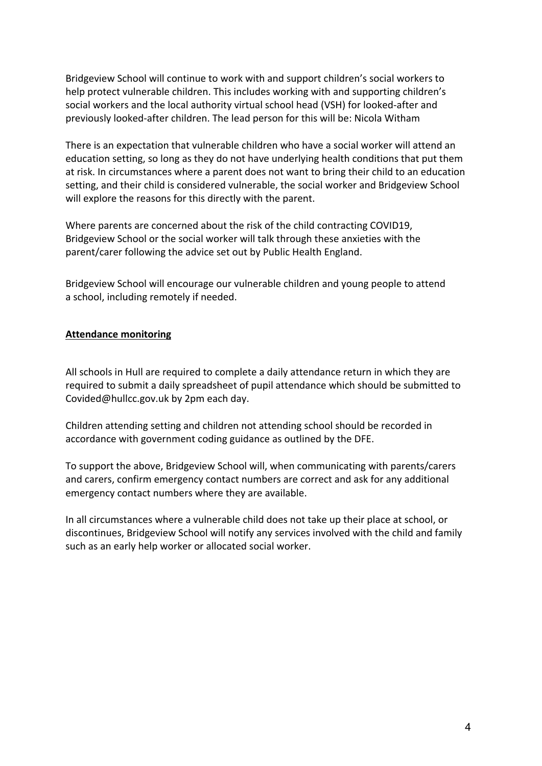Bridgeview School will continue to work with and support children's social workers to help protect vulnerable children. This includes working with and supporting children's social workers and the local authority virtual school head (VSH) for looked-after and previously looked-after children. The lead person for this will be: Nicola Witham

There is an expectation that vulnerable children who have a social worker will attend an education setting, so long as they do not have underlying health conditions that put them at risk. In circumstances where a parent does not want to bring their child to an education setting, and their child is considered vulnerable, the social worker and Bridgeview School will explore the reasons for this directly with the parent.

Where parents are concerned about the risk of the child contracting COVID19, Bridgeview School or the social worker will talk through these anxieties with the parent/carer following the advice set out by Public Health England.

Bridgeview School will encourage our vulnerable children and young people to attend a school, including remotely if needed.

## Attendance monitoring

All schools in Hull are required to complete a daily attendance return in which they are required to submit a daily spreadsheet of pupil attendance which should be submitted to Covided@hullcc.gov.uk by 2pm each day.

Children attending setting and children not attending school should be recorded in accordance with government coding guidance as outlined by the DFE.

To support the above, Bridgeview School will, when communicating with parents/carers and carers, confirm emergency contact numbers are correct and ask for any additional emergency contact numbers where they are available.

In all circumstances where a vulnerable child does not take up their place at school, or discontinues, Bridgeview School will notify any services involved with the child and family such as an early help worker or allocated social worker.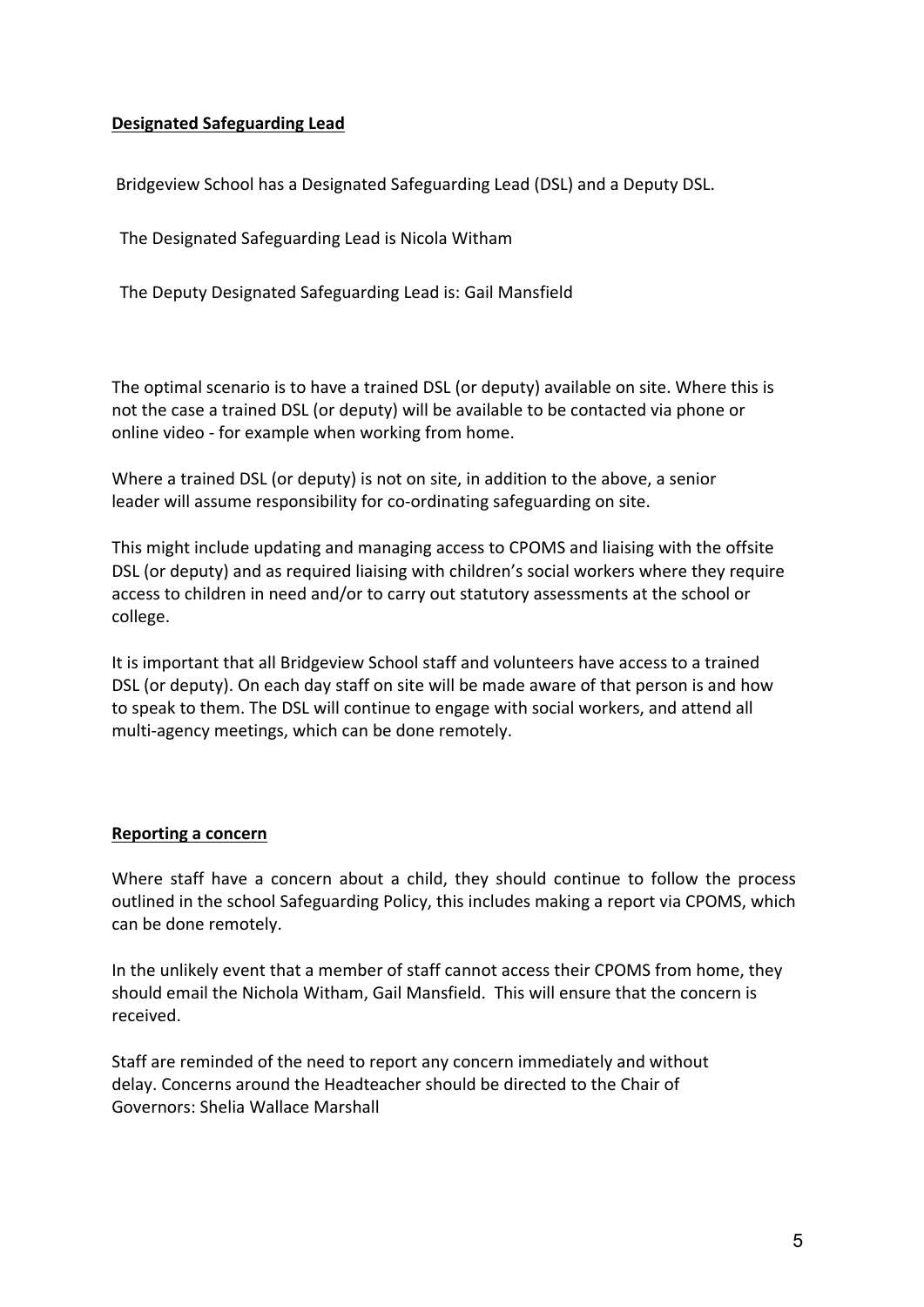**Designated Safeguarding Lead**

Bridgeview School has a Designated Safeguarding Lead (DSL) and a Deputy DSL.

The Designated Safeguarding Lead is Nicola Witham

The Deputy Designated Safeguarding Lead is: Gail Mansfield

The optimal scenario is to have a trained DSL (or deputy) available on site. Where this is not the case a trained DSL (or deputy) will be available to be contacted via phone or online video - for example when working from home.

Where a trained DSL (or deputy) is not on site, in addition to the above, a senior leader will assume responsibility for co-ordinating safeguarding on site.

This might include updating and managing access to CPOMS and liaising with the offsite DSL (or deputy) and as required liaising with children's social workers where they require access to children in need and/or to carry out statutory assessments at the school or college.

It is important that all Bridgeview School staff and volunteers have access to a trained DSL (or deputy). On each day staff on site will be made aware of that person is and how to speak to them. The DSL will continue to engage with social workers, and attend all multi-agency meetings, which can be done remotely.

**Reporting a concern**

Where staff have a concern about a child, they should continue to follow the process outlined in the school Safeguarding Policy, this includes making a report via CPOMS, which can be done remotely.

In the unlikely event that a member of staff cannot access their CPOMS from home, they should email the Nichola Witham, Gail Mansfield. This will ensure that the concern is received.

Staff are reminded of the need to report any concern immediately and without delay. Concerns around the Headteacher should be directed to the Chair of Governors: Shelia Wallace Marshall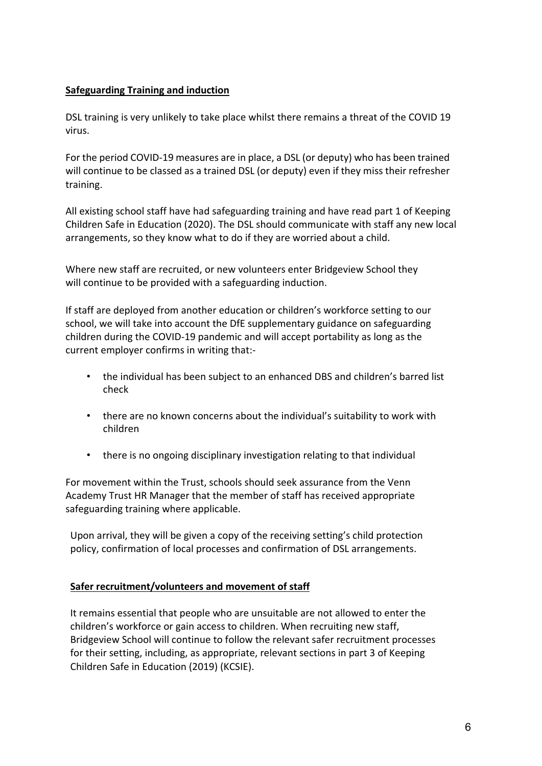**Safeguarding Training and induction**

DSL training is very unlikely to take place whilst there remains a threat of the COVID 19 virus.

For the period COVID-19 measures are in place, a DSL (or deputy) who has been trained will continue to be classed as a trained DSL (or deputy) even if they miss their refresher training.

All existing school staff have had safeguarding training and have read part 1 of Keeping Children Safe in Education (2020). The DSL should communicate with staff any new local arrangements, so they know what to do if they are worried about a child.

Where new staff are recruited, or new volunteers enter Bridgeview School they will continue to be provided with a safeguarding induction.

If staff are deployed from another education or children's workforce setting to our school, we will take into account the DfE supplementary guidance on safeguarding children during the COVID-19 pandemic and will accept portability as long as the current employer confirms in writing that:-

- the individual has been subject to an enhanced DBS and children's barred list check
- there are no known concerns about the individual's suitability to work with children
- there is no ongoing disciplinary investigation relating to that individual

For movement within the Trust, schools should seek assurance from the Venn Academy Trust HR Manager that the member of staff has received appropriate safeguarding training where applicable.

Upon arrival, they will be given a copy of the receiving setting's child protection policy, confirmation of local processes and confirmation of DSL arrangements.

**Safer recruitment/volunteers and movement of staff**

It remains essential that people who are unsuitable are not allowed to enter the children's workforce or gain access to children. When recruiting new staff, Bridgeview School will continue to follow the relevant safer recruitment processes for their setting, including, as appropriate, relevant sections in part 3 of Keeping Children Safe in Education (2019) (KCSIE).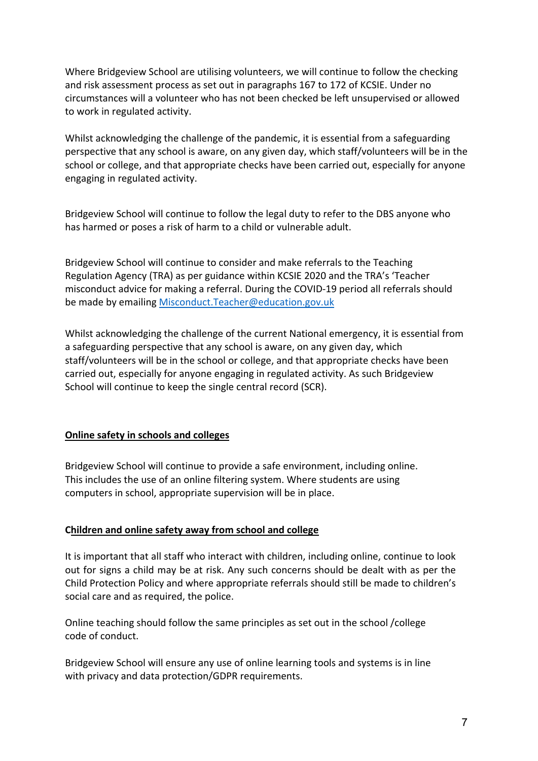Where Bridgeview School are utilising volunteers, we will continue to follow the checking and risk assessment process as set out in paragraphs 167 to 172 of KCSIE. Under no circumstances will a volunteer who has not been checked be left unsupervised or allowed to work in regulated activity.

Whilst acknowledging the challenge of the pandemic, it is essential from a safeguarding perspective that any school is aware, on any given day, which staff/volunteers will be in the school or college, and that appropriate checks have been carried out, especially for anyone engaging in regulated activity.

Bridgeview School will continue to follow the legal duty to refer to the DBS anyone who has harmed or poses a risk of harm to a child or vulnerable adult.

Bridgeview School will continue to consider and make referrals to the Teaching Regulation Agency (TRA) as per guidance within KCSIE 2020 and the TRA's 'Teacher misconduct advice for making a referral. During the COVID-19 period all referrals should be made by emailing [Misconduct.Teacher@education.gov.uk](mailto:Misconduct.Teacher@education.gov.uk)

Whilst acknowledging the challenge of the current National emergency, it is essential from a safeguarding perspective that any school is aware, on any given day, which staff/volunteers will be in the school or college, and that appropriate checks have been carried out, especially for anyone engaging in regulated activity. As such Bridgeview School will continue to keep the single central record (SCR).

**Online safety in schools and colleges**

Bridgeview School will continue to provide a safe environment, including online. This includes the use of an online filtering system. Where students are using computers in school, appropriate supervision will be in place.

**Children and online safety away from school and college**

It is important that all staff who interact with children, including online, continue to look out for signs a child may be at risk. Any such concerns should be dealt with as per the Child Protection Policy and where appropriate referrals should still be made to children's social care and as required, the police.

Online teaching should follow the same principles as set out in the school /college code of conduct.

Bridgeview School will ensure any use of online learning tools and systems is in line with privacy and data protection/GDPR requirements.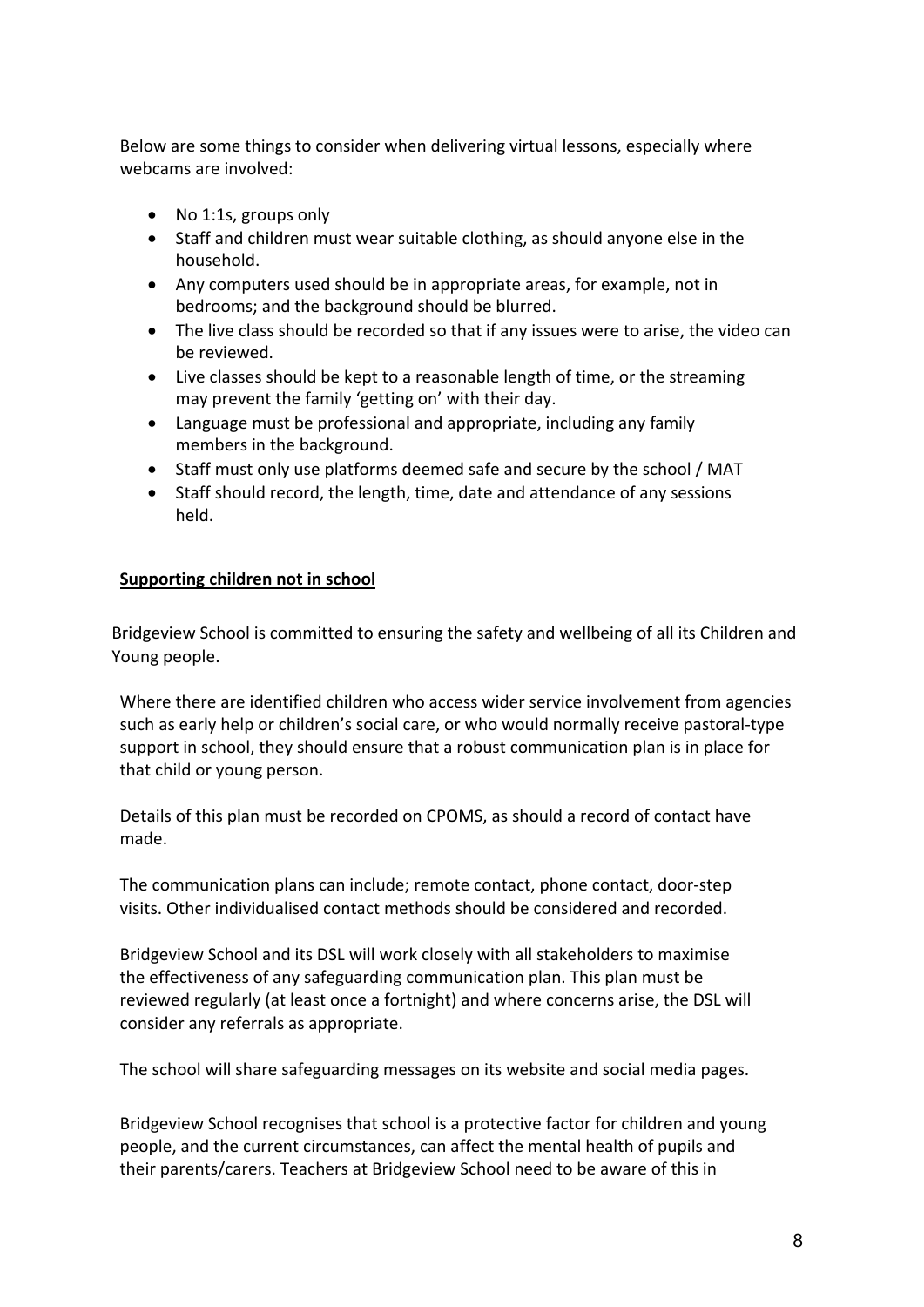Below are some things to consider when delivering virtual lessons, especially where webcams are involved:

- No 1:1s, groups only
- Staff and children must wear suitable clothing, as should anyone else in the household.
- Any computers used should be in appropriate areas, for example, not in bedrooms; and the background should be blurred.
- The live class should be recorded so that if any issues were to arise, the video can be reviewed.
- Live classes should be kept to a reasonable length of time, or the streaming may prevent the family 'getting on' with their day.
- Language must be professional and appropriate, including any family members in the background.
- Staff must only use platforms deemed safe and secure by the school / MAT
- Staff should record, the length, time, date and attendance of any sessions held.

## Supporting children not in school

Bridgeview School is committed to ensuring the safety and wellbeing of all its Children and Young people.

Where there are identified children who access wider service involvement from agencies such as early help or children's social care, or who would normally receive pastoral-type support in school, they should ensure that a robust communication plan is in place for that child or young person.

Details of this plan must be recorded on CPOMS, as should a record of contact have made.

The communication plans can include; remote contact, phone contact, door-step visits. Other individualised contact methods should be considered and recorded.

Bridgeview School and its DSL will work closely with all stakeholders to maximise the effectiveness of any safeguarding communication plan. This plan must be reviewed regularly (at least once a fortnight) and where concerns arise, the DSL will consider any referrals as appropriate.

The school will share safeguarding messages on its website and social media pages.

Bridgeview School recognises that school is a protective factor for children and young people, and the current circumstances, can affect the mental health of pupils and their parents/carers. Teachers at Bridgeview School need to be aware of this in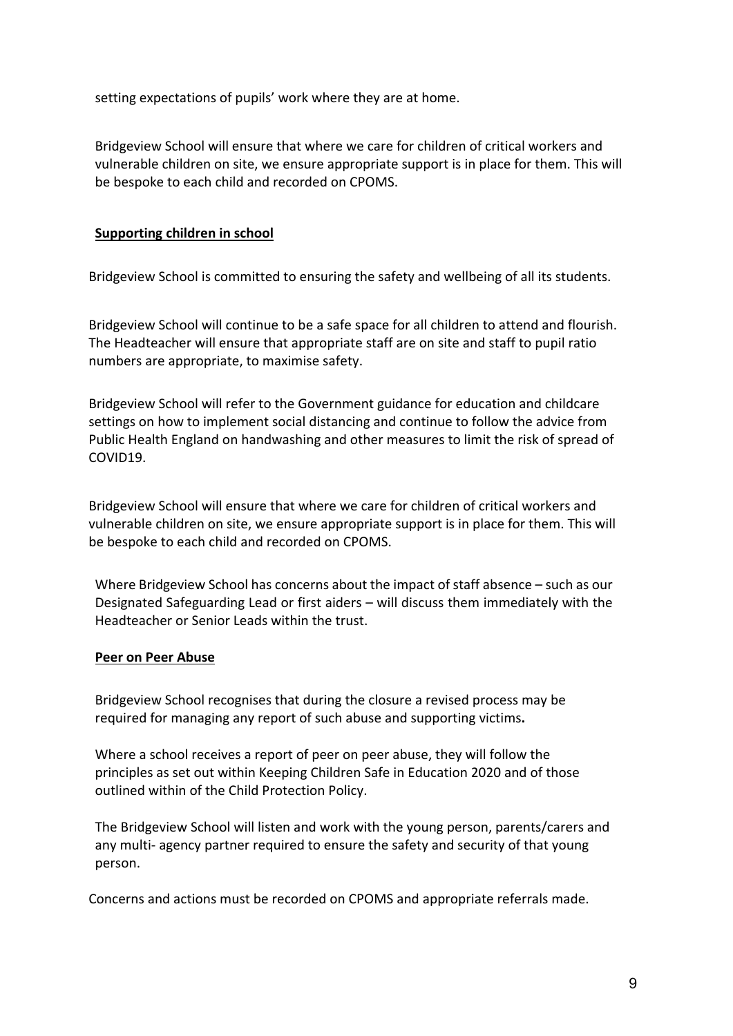setting expectations of pupils' work where they are at home.

Bridgeview School will ensure that where we care for children of critical workers and vulnerable children on site, we ensure appropriate support is in place for them. This will be bespoke to each child and recorded on CPOMS.

**Supporting children in school**

Bridgeview School is committed to ensuring the safety and wellbeing of all its students.

Bridgeview School will continue to be a safe space for all children to attend and flourish. The Headteacher will ensure that appropriate staff are on site and staff to pupil ratio numbers are appropriate, to maximise safety.

Bridgeview School will refer to the Government guidance for education and childcare settings on how to implement social distancing and continue to follow the advice from Public Health England on handwashing and other measures to limit the risk of spread of COVID19.

Bridgeview School will ensure that where we care for children of critical workers and vulnerable children on site, we ensure appropriate support is in place for them. This will be bespoke to each child and recorded on CPOMS.

Where Bridgeview School has concerns about the impact of staff absence – such as our Designated Safeguarding Lead or first aiders – will discuss them immediately with the Headteacher or Senior Leads within the trust.

**Peer on Peer Abuse**

Bridgeview School recognises that during the closure a revised process may be required for managing any report of such abuse and supporting victims**.**

Where a school receives a report of peer on peer abuse, they will follow the principles as set out within Keeping Children Safe in Education 2020 and of those outlined within of the Child Protection Policy.

The Bridgeview School will listen and work with the young person, parents/carers and any multi- agency partner required to ensure the safety and security of that young person.

Concerns and actions must be recorded on CPOMS and appropriate referrals made.